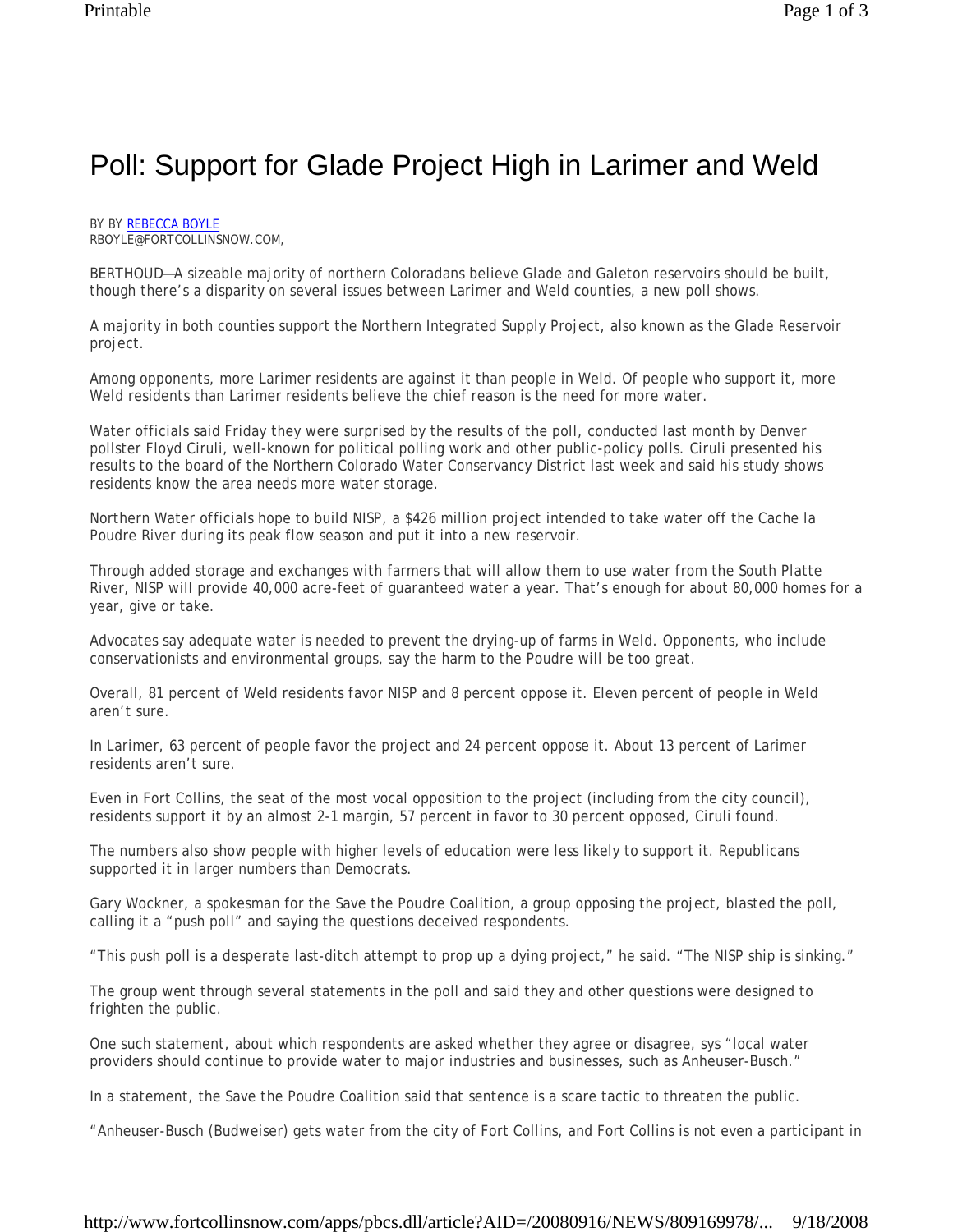# Poll: Support for Glade Project High in Larimer and Weld

BY BY REBECCA BOYLE
RBOYLE@FORTCOLLINSNOW.COM,

BERTHOUD—A sizeable majority of northern Coloradans believe Glade and Galeton reservoirs should be built, though there's a disparity on several issues between Larimer and Weld counties, a new poll shows.

A majority in both counties support the Northern Integrated Supply Project, also known as the Glade Reservoir project.

Among opponents, more Larimer residents are against it than people in Weld. Of people who support it, more Weld residents than Larimer residents believe the chief reason is the need for more water.

Water officials said Friday they were surprised by the results of the poll, conducted last month by Denver pollster Floyd Ciruli, well-known for political polling work and other public-policy polls. Ciruli presented his results to the board of the Northern Colorado Water Conservancy District last week and said his study shows residents know the area needs more water storage.

Northern Water officials hope to build NISP, a $426 million project intended to take water off the Cache la Poudre River during its peak flow season and put it into a new reservoir.

Through added storage and exchanges with farmers that will allow them to use water from the South Platte River, NISP will provide 40,000 acre-feet of guaranteed water a year. That's enough for about 80,000 homes for a year, give or take.

Advocates say adequate water is needed to prevent the drying-up of farms in Weld. Opponents, who include conservationists and environmental groups, say the harm to the Poudre will be too great.

Overall, 81 percent of Weld residents favor NISP and 8 percent oppose it. Eleven percent of people in Weld aren't sure.

In Larimer, 63 percent of people favor the project and 24 percent oppose it. About 13 percent of Larimer residents aren't sure.

Even in Fort Collins, the seat of the most vocal opposition to the project (including from the city council), residents support it by an almost 2-1 margin, 57 percent in favor to 30 percent opposed, Ciruli found.

The numbers also show people with higher levels of education were less likely to support it. Republicans supported it in larger numbers than Democrats.

Gary Wockner, a spokesman for the Save the Poudre Coalition, a group opposing the project, blasted the poll, calling it a "push poll" and saying the questions deceived respondents.

"This push poll is a desperate last-ditch attempt to prop up a dying project," he said. "The NISP ship is sinking."

The group went through several statements in the poll and said they and other questions were designed to frighten the public.

One such statement, about which respondents are asked whether they agree or disagree, sys "local water providers should continue to provide water to major industries and businesses, such as Anheuser-Busch."

In a statement, the Save the Poudre Coalition said that sentence is a scare tactic to threaten the public.

"Anheuser-Busch (Budweiser) gets water from the city of Fort Collins, and Fort Collins is not even a participant in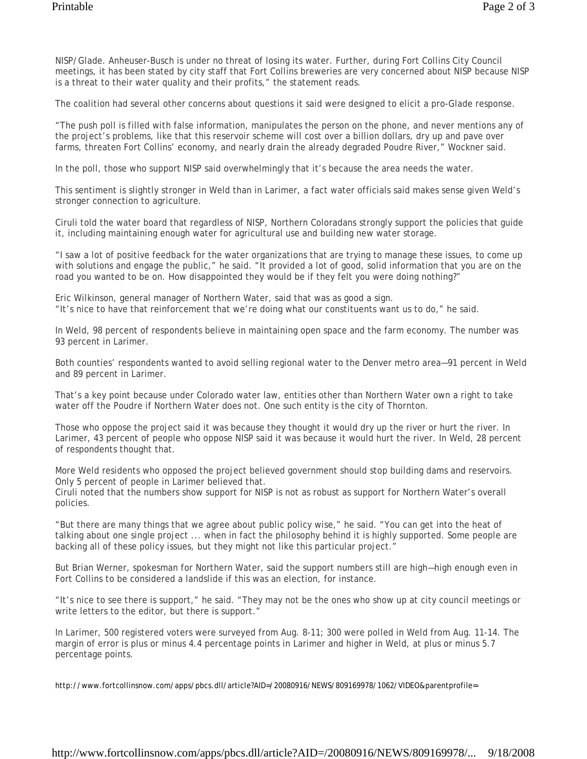NISP/Glade. Anheuser-Busch is under no threat of losing its water. Further, during Fort Collins City Council meetings, it has been stated by city staff that Fort Collins breweries are very concerned about NISP because NISP is a threat to their water quality and their profits," the statement reads.

The coalition had several other concerns about questions it said were designed to elicit a pro-Glade response.

"The push poll is filled with false information, manipulates the person on the phone, and never mentions any of the project's problems, like that this reservoir scheme will cost over a billion dollars, dry up and pave over farms, threaten Fort Collins' economy, and nearly drain the already degraded Poudre River," Wockner said.

In the poll, those who support NISP said overwhelmingly that it's because the area needs the water.

This sentiment is slightly stronger in Weld than in Larimer, a fact water officials said makes sense given Weld's stronger connection to agriculture.

Ciruli told the water board that regardless of NISP, Northern Coloradans strongly support the policies that guide it, including maintaining enough water for agricultural use and building new water storage.

"I saw a lot of positive feedback for the water organizations that are trying to manage these issues, to come up with solutions and engage the public," he said. "It provided a lot of good, solid information that you are on the road you wanted to be on. How disappointed they would be if they felt you were doing nothing?"

Eric Wilkinson, general manager of Northern Water, said that was as good a sign.
"It's nice to have that reinforcement that we're doing what our constituents want us to do," he said.

In Weld, 98 percent of respondents believe in maintaining open space and the farm economy. The number was 93 percent in Larimer.

Both counties' respondents wanted to avoid selling regional water to the Denver metro area—91 percent in Weld and 89 percent in Larimer.

That's a key point because under Colorado water law, entities other than Northern Water own a right to take water off the Poudre if Northern Water does not. One such entity is the city of Thornton.

Those who oppose the project said it was because they thought it would dry up the river or hurt the river. In Larimer, 43 percent of people who oppose NISP said it was because it would hurt the river. In Weld, 28 percent of respondents thought that.

More Weld residents who opposed the project believed government should stop building dams and reservoirs. Only 5 percent of people in Larimer believed that.
Ciruli noted that the numbers show support for NISP is not as robust as support for Northern Water's overall policies.

"But there are many things that we agree about public policy wise," he said. "You can get into the heat of talking about one single project ... when in fact the philosophy behind it is highly supported. Some people are backing all of these policy issues, but they might not like this particular project."

But Brian Werner, spokesman for Northern Water, said the support numbers still are high—high enough even in Fort Collins to be considered a landslide if this was an election, for instance.

"It's nice to see there is support," he said. "They may not be the ones who show up at city council meetings or write letters to the editor, but there is support."

In Larimer, 500 registered voters were surveyed from Aug. 8-11; 300 were polled in Weld from Aug. 11-14. The margin of error is plus or minus 4.4 percentage points in Larimer and higher in Weld, at plus or minus 5.7 percentage points.

http://www.fortcollinsnow.com/apps/pbcs.dll/article?AID=/20080916/NEWS/809169978/1062/VIDEO&parentprofile=-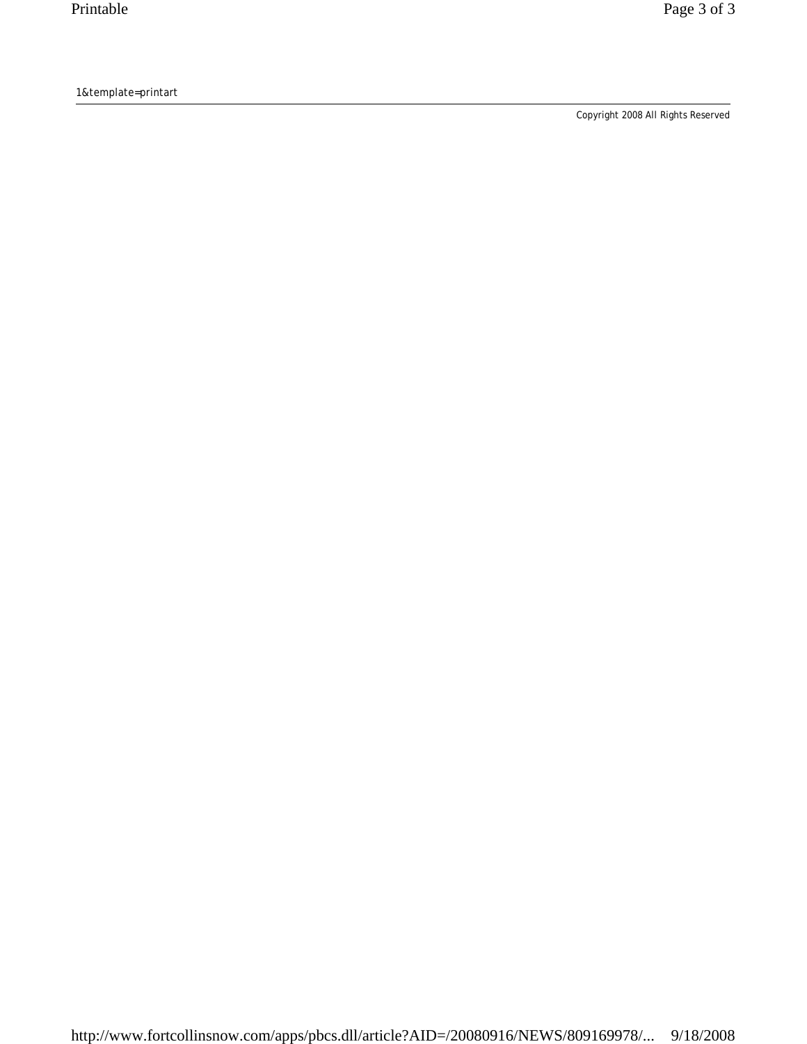1&template=printart

Copyright 2008 All Rights Reserved